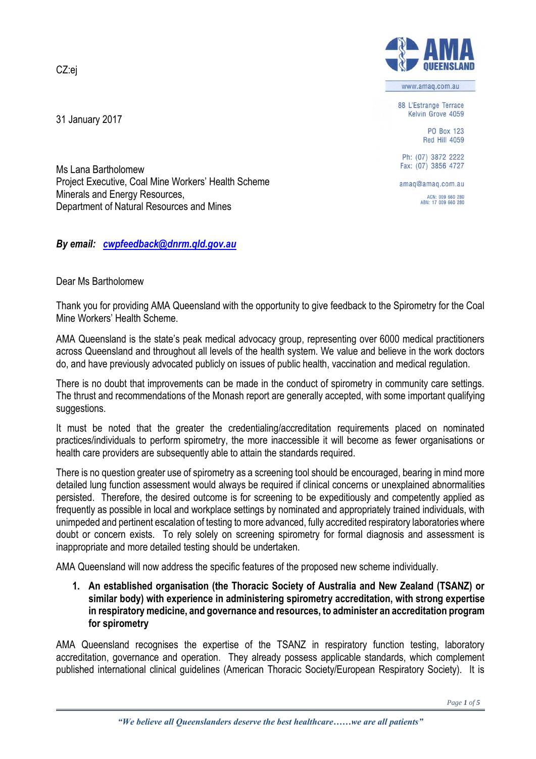CZ:ej

AMA QUEENSLAND

www.amaq.com.au

88 L'Estrange Terrace
Kelvin Grove 4059

PO Box 123
Red Hill 4059

Ph: (07) 3872 2222
Fax: (07) 3856 4727

amaq@amaq.com.au

ACN: 009 660 280
ABN: 17 009 660 280

31 January 2017

Ms Lana Bartholomew
Project Executive, Coal Mine Workers' Health Scheme
Minerals and Energy Resources,
Department of Natural Resources and Mines

***By email:*** ***cwpfeedback@dnrm.qld.gov.au***

Dear Ms Bartholomew

Thank you for providing AMA Queensland with the opportunity to give feedback to the Spirometry for the Coal Mine Workers' Health Scheme.

AMA Queensland is the state's peak medical advocacy group, representing over 6000 medical practitioners across Queensland and throughout all levels of the health system. We value and believe in the work doctors do, and have previously advocated publicly on issues of public health, vaccination and medical regulation.

There is no doubt that improvements can be made in the conduct of spirometry in community care settings. The thrust and recommendations of the Monash report are generally accepted, with some important qualifying suggestions.

It must be noted that the greater the credentialing/accreditation requirements placed on nominated practices/individuals to perform spirometry, the more inaccessible it will become as fewer organisations or health care providers are subsequently able to attain the standards required.

There is no question greater use of spirometry as a screening tool should be encouraged, bearing in mind more detailed lung function assessment would always be required if clinical concerns or unexplained abnormalities persisted. Therefore, the desired outcome is for screening to be expeditiously and competently applied as frequently as possible in local and workplace settings by nominated and appropriately trained individuals, with unimpeded and pertinent escalation of testing to more advanced, fully accredited respiratory laboratories where doubt or concern exists. To rely solely on screening spirometry for formal diagnosis and assessment is inappropriate and more detailed testing should be undertaken.

AMA Queensland will now address the specific features of the proposed new scheme individually.

1. **An established organisation (the Thoracic Society of Australia and New Zealand (TSANZ) or similar body) with experience in administering spirometry accreditation, with strong expertise in respiratory medicine, and governance and resources, to administer an accreditation program for spirometry**

AMA Queensland recognises the expertise of the TSANZ in respiratory function testing, laboratory accreditation, governance and operation. They already possess applicable standards, which complement published international clinical guidelines (American Thoracic Society/European Respiratory Society). It is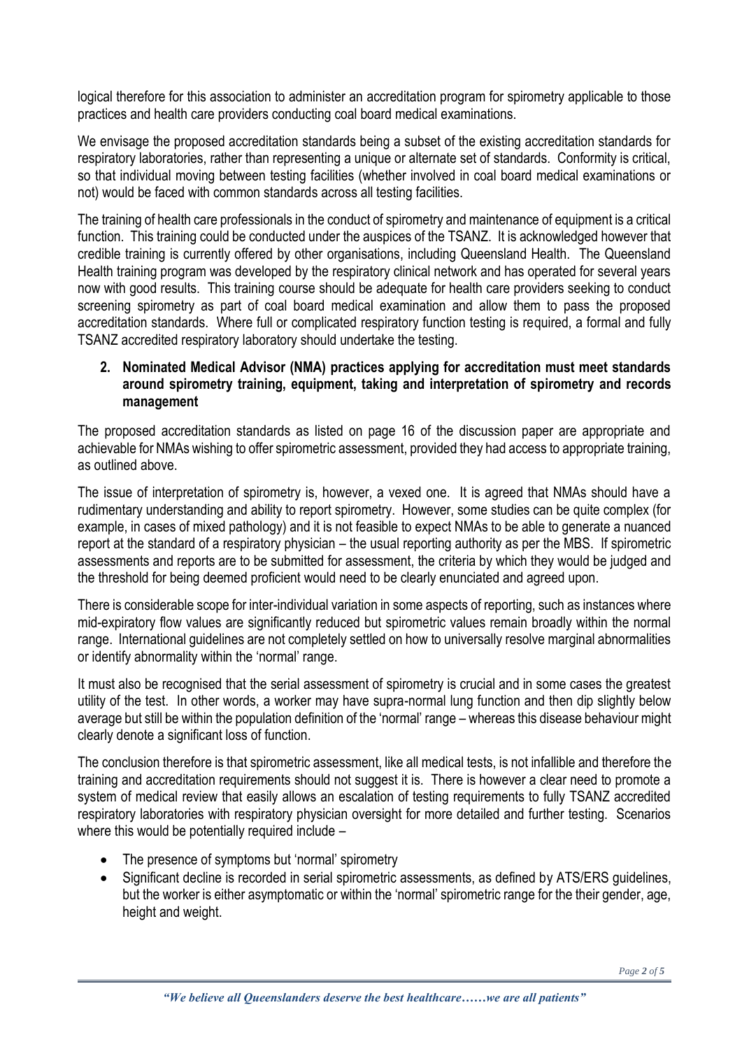logical therefore for this association to administer an accreditation program for spirometry applicable to those practices and health care providers conducting coal board medical examinations.

We envisage the proposed accreditation standards being a subset of the existing accreditation standards for respiratory laboratories, rather than representing a unique or alternate set of standards. Conformity is critical, so that individual moving between testing facilities (whether involved in coal board medical examinations or not) would be faced with common standards across all testing facilities.

The training of health care professionals in the conduct of spirometry and maintenance of equipment is a critical function. This training could be conducted under the auspices of the TSANZ. It is acknowledged however that credible training is currently offered by other organisations, including Queensland Health. The Queensland Health training program was developed by the respiratory clinical network and has operated for several years now with good results. This training course should be adequate for health care providers seeking to conduct screening spirometry as part of coal board medical examination and allow them to pass the proposed accreditation standards. Where full or complicated respiratory function testing is required, a formal and fully TSANZ accredited respiratory laboratory should undertake the testing.

**2. Nominated Medical Advisor (NMA) practices applying for accreditation must meet standards around spirometry training, equipment, taking and interpretation of spirometry and records management**

The proposed accreditation standards as listed on page 16 of the discussion paper are appropriate and achievable for NMAs wishing to offer spirometric assessment, provided they had access to appropriate training, as outlined above.

The issue of interpretation of spirometry is, however, a vexed one. It is agreed that NMAs should have a rudimentary understanding and ability to report spirometry. However, some studies can be quite complex (for example, in cases of mixed pathology) and it is not feasible to expect NMAs to be able to generate a nuanced report at the standard of a respiratory physician – the usual reporting authority as per the MBS. If spirometric assessments and reports are to be submitted for assessment, the criteria by which they would be judged and the threshold for being deemed proficient would need to be clearly enunciated and agreed upon.

There is considerable scope for inter-individual variation in some aspects of reporting, such as instances where mid-expiratory flow values are significantly reduced but spirometric values remain broadly within the normal range. International guidelines are not completely settled on how to universally resolve marginal abnormalities or identify abnormality within the 'normal' range.

It must also be recognised that the serial assessment of spirometry is crucial and in some cases the greatest utility of the test. In other words, a worker may have supra-normal lung function and then dip slightly below average but still be within the population definition of the 'normal' range – whereas this disease behaviour might clearly denote a significant loss of function.

The conclusion therefore is that spirometric assessment, like all medical tests, is not infallible and therefore the training and accreditation requirements should not suggest it is. There is however a clear need to promote a system of medical review that easily allows an escalation of testing requirements to fully TSANZ accredited respiratory laboratories with respiratory physician oversight for more detailed and further testing. Scenarios where this would be potentially required include –

- The presence of symptoms but 'normal' spirometry
- Significant decline is recorded in serial spirometric assessments, as defined by ATS/ERS guidelines, but the worker is either asymptomatic or within the 'normal' spirometric range for the their gender, age, height and weight.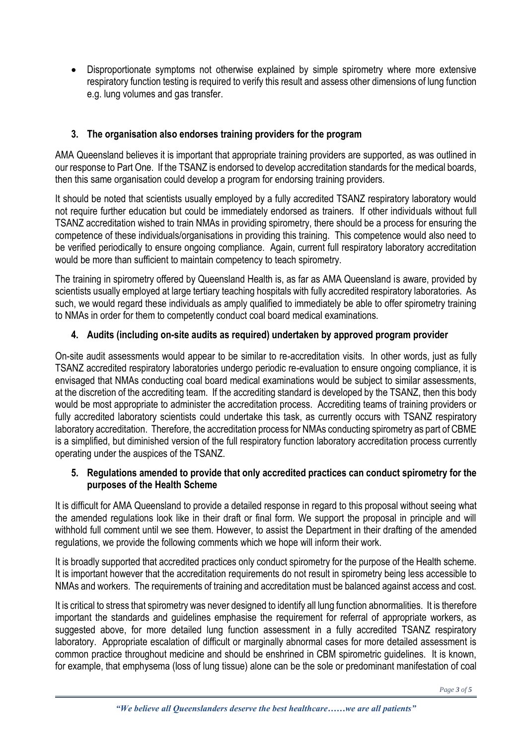- Disproportionate symptoms not otherwise explained by simple spirometry where more extensive respiratory function testing is required to verify this result and assess other dimensions of lung function e.g. lung volumes and gas transfer.

### 3. The organisation also endorses training providers for the program

AMA Queensland believes it is important that appropriate training providers are supported, as was outlined in our response to Part One. If the TSANZ is endorsed to develop accreditation standards for the medical boards, then this same organisation could develop a program for endorsing training providers.

It should be noted that scientists usually employed by a fully accredited TSANZ respiratory laboratory would not require further education but could be immediately endorsed as trainers. If other individuals without full TSANZ accreditation wished to train NMAs in providing spirometry, there should be a process for ensuring the competence of these individuals/organisations in providing this training. This competence would also need to be verified periodically to ensure ongoing compliance. Again, current full respiratory laboratory accreditation would be more than sufficient to maintain competency to teach spirometry.

The training in spirometry offered by Queensland Health is, as far as AMA Queensland is aware, provided by scientists usually employed at large tertiary teaching hospitals with fully accredited respiratory laboratories. As such, we would regard these individuals as amply qualified to immediately be able to offer spirometry training to NMAs in order for them to competently conduct coal board medical examinations.

### 4. Audits (including on-site audits as required) undertaken by approved program provider

On-site audit assessments would appear to be similar to re-accreditation visits. In other words, just as fully TSANZ accredited respiratory laboratories undergo periodic re-evaluation to ensure ongoing compliance, it is envisaged that NMAs conducting coal board medical examinations would be subject to similar assessments, at the discretion of the accrediting team. If the accrediting standard is developed by the TSANZ, then this body would be most appropriate to administer the accreditation process. Accrediting teams of training providers or fully accredited laboratory scientists could undertake this task, as currently occurs with TSANZ respiratory laboratory accreditation. Therefore, the accreditation process for NMAs conducting spirometry as part of CBME is a simplified, but diminished version of the full respiratory function laboratory accreditation process currently operating under the auspices of the TSANZ.

### 5. Regulations amended to provide that only accredited practices can conduct spirometry for the purposes of the Health Scheme

It is difficult for AMA Queensland to provide a detailed response in regard to this proposal without seeing what the amended regulations look like in their draft or final form. We support the proposal in principle and will withhold full comment until we see them. However, to assist the Department in their drafting of the amended regulations, we provide the following comments which we hope will inform their work.

It is broadly supported that accredited practices only conduct spirometry for the purpose of the Health scheme. It is important however that the accreditation requirements do not result in spirometry being less accessible to NMAs and workers. The requirements of training and accreditation must be balanced against access and cost.

It is critical to stress that spirometry was never designed to identify all lung function abnormalities. It is therefore important the standards and guidelines emphasise the requirement for referral of appropriate workers, as suggested above, for more detailed lung function assessment in a fully accredited TSANZ respiratory laboratory. Appropriate escalation of difficult or marginally abnormal cases for more detailed assessment is common practice throughout medicine and should be enshrined in CBM spirometric guidelines. It is known, for example, that emphysema (loss of lung tissue) alone can be the sole or predominant manifestation of coal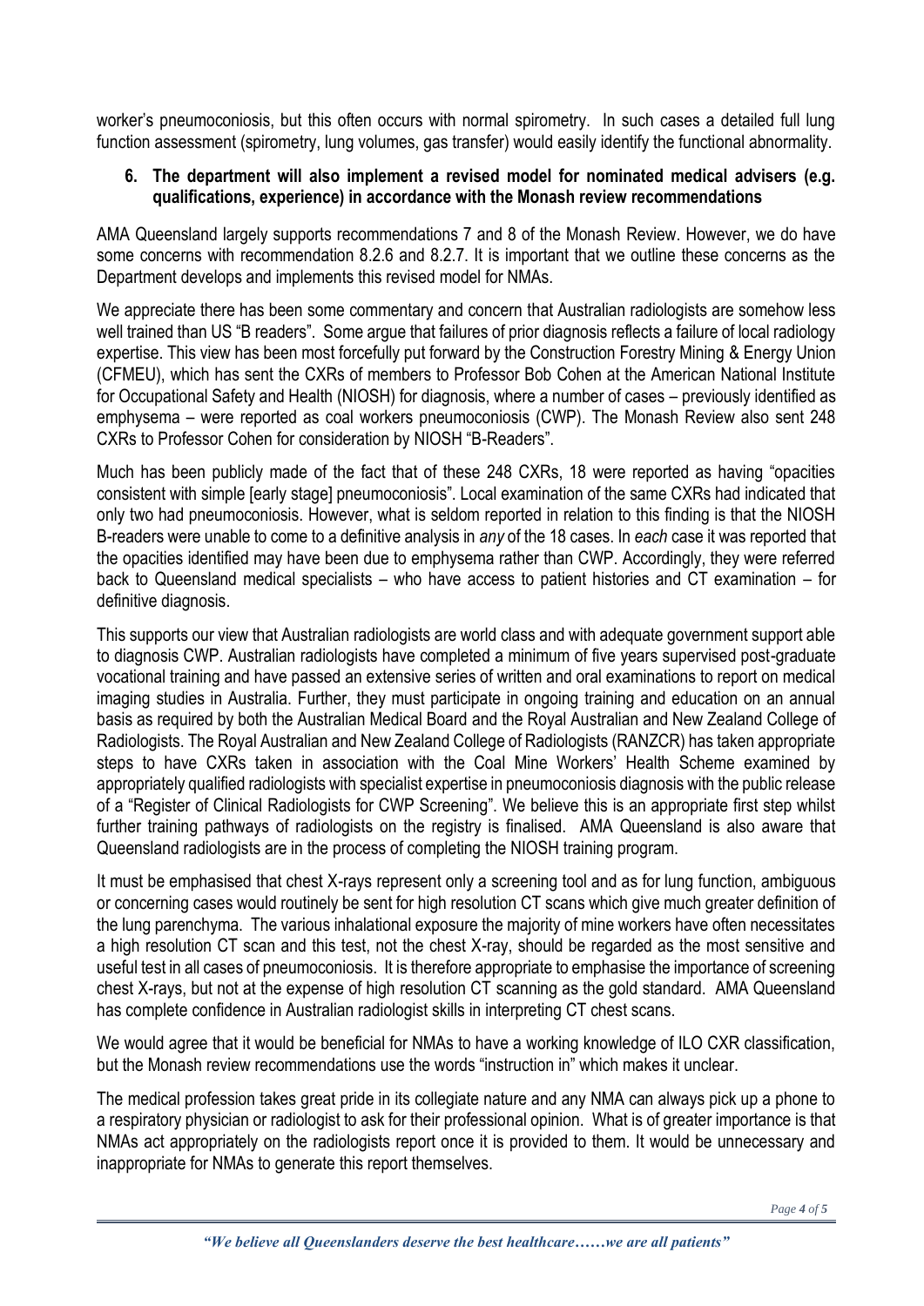worker's pneumoconiosis, but this often occurs with normal spirometry. In such cases a detailed full lung function assessment (spirometry, lung volumes, gas transfer) would easily identify the functional abnormality.

### 6. The department will also implement a revised model for nominated medical advisers (e.g. qualifications, experience) in accordance with the Monash review recommendations

AMA Queensland largely supports recommendations 7 and 8 of the Monash Review. However, we do have some concerns with recommendation 8.2.6 and 8.2.7. It is important that we outline these concerns as the Department develops and implements this revised model for NMAs.

We appreciate there has been some commentary and concern that Australian radiologists are somehow less well trained than US "B readers". Some argue that failures of prior diagnosis reflects a failure of local radiology expertise. This view has been most forcefully put forward by the Construction Forestry Mining & Energy Union (CFMEU), which has sent the CXRs of members to Professor Bob Cohen at the American National Institute for Occupational Safety and Health (NIOSH) for diagnosis, where a number of cases – previously identified as emphysema – were reported as coal workers pneumoconiosis (CWP). The Monash Review also sent 248 CXRs to Professor Cohen for consideration by NIOSH "B-Readers".

Much has been publicly made of the fact that of these 248 CXRs, 18 were reported as having "opacities consistent with simple [early stage] pneumoconiosis". Local examination of the same CXRs had indicated that only two had pneumoconiosis. However, what is seldom reported in relation to this finding is that the NIOSH B-readers were unable to come to a definitive analysis in *any* of the 18 cases. In *each* case it was reported that the opacities identified may have been due to emphysema rather than CWP. Accordingly, they were referred back to Queensland medical specialists – who have access to patient histories and CT examination – for definitive diagnosis.

This supports our view that Australian radiologists are world class and with adequate government support able to diagnosis CWP. Australian radiologists have completed a minimum of five years supervised post-graduate vocational training and have passed an extensive series of written and oral examinations to report on medical imaging studies in Australia. Further, they must participate in ongoing training and education on an annual basis as required by both the Australian Medical Board and the Royal Australian and New Zealand College of Radiologists. The Royal Australian and New Zealand College of Radiologists (RANZCR) has taken appropriate steps to have CXRs taken in association with the Coal Mine Workers' Health Scheme examined by appropriately qualified radiologists with specialist expertise in pneumoconiosis diagnosis with the public release of a "Register of Clinical Radiologists for CWP Screening". We believe this is an appropriate first step whilst further training pathways of radiologists on the registry is finalised. AMA Queensland is also aware that Queensland radiologists are in the process of completing the NIOSH training program.

It must be emphasised that chest X-rays represent only a screening tool and as for lung function, ambiguous or concerning cases would routinely be sent for high resolution CT scans which give much greater definition of the lung parenchyma. The various inhalational exposure the majority of mine workers have often necessitates a high resolution CT scan and this test, not the chest X-ray, should be regarded as the most sensitive and useful test in all cases of pneumoconiosis. It is therefore appropriate to emphasise the importance of screening chest X-rays, but not at the expense of high resolution CT scanning as the gold standard. AMA Queensland has complete confidence in Australian radiologist skills in interpreting CT chest scans.

We would agree that it would be beneficial for NMAs to have a working knowledge of ILO CXR classification, but the Monash review recommendations use the words "instruction in" which makes it unclear.

The medical profession takes great pride in its collegiate nature and any NMA can always pick up a phone to a respiratory physician or radiologist to ask for their professional opinion. What is of greater importance is that NMAs act appropriately on the radiologists report once it is provided to them. It would be unnecessary and inappropriate for NMAs to generate this report themselves.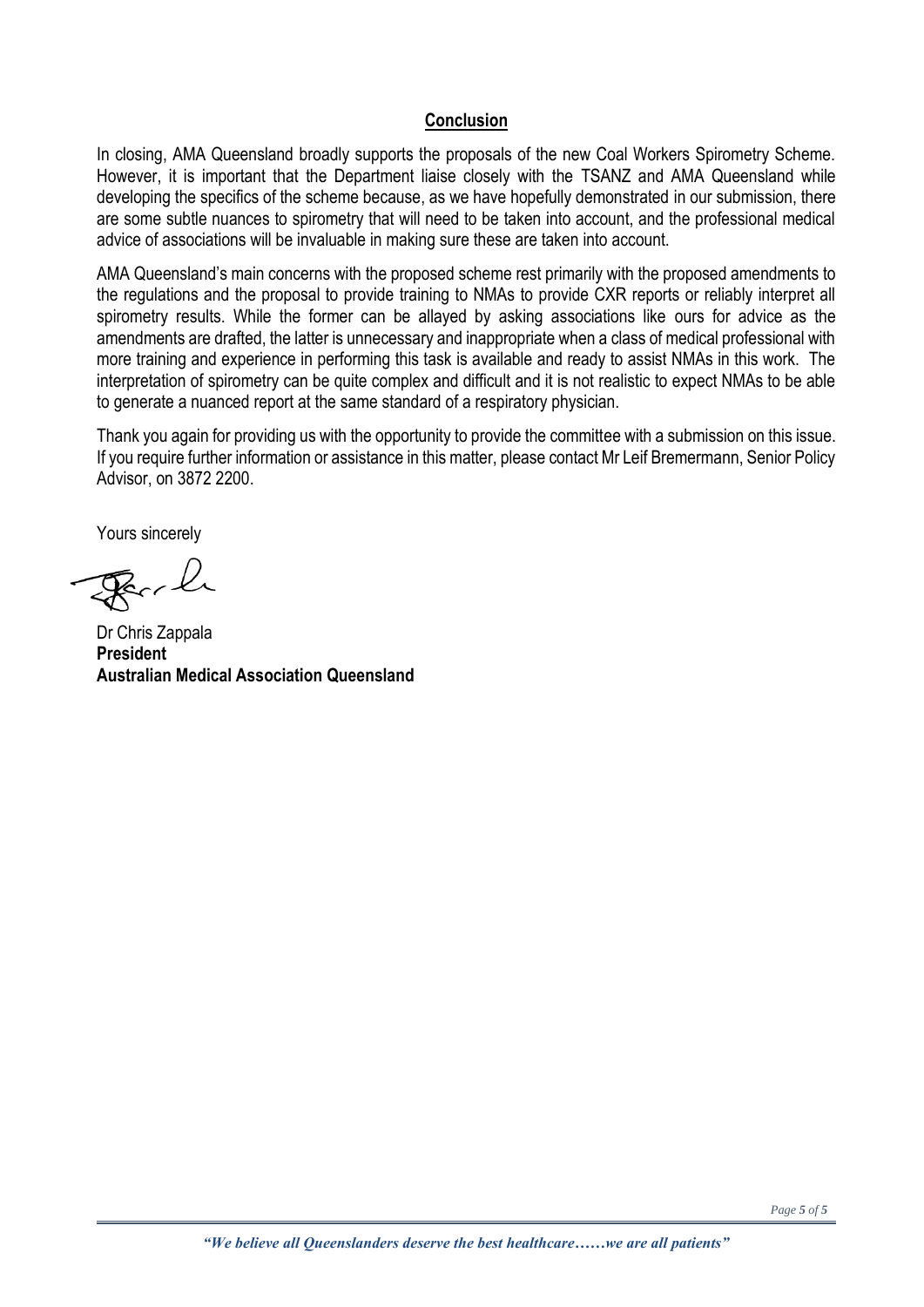## Conclusion

In closing, AMA Queensland broadly supports the proposals of the new Coal Workers Spirometry Scheme. However, it is important that the Department liaise closely with the TSANZ and AMA Queensland while developing the specifics of the scheme because, as we have hopefully demonstrated in our submission, there are some subtle nuances to spirometry that will need to be taken into account, and the professional medical advice of associations will be invaluable in making sure these are taken into account.

AMA Queensland's main concerns with the proposed scheme rest primarily with the proposed amendments to the regulations and the proposal to provide training to NMAs to provide CXR reports or reliably interpret all spirometry results. While the former can be allayed by asking associations like ours for advice as the amendments are drafted, the latter is unnecessary and inappropriate when a class of medical professional with more training and experience in performing this task is available and ready to assist NMAs in this work. The interpretation of spirometry can be quite complex and difficult and it is not realistic to expect NMAs to be able to generate a nuanced report at the same standard of a respiratory physician.

Thank you again for providing us with the opportunity to provide the committee with a submission on this issue. If you require further information or assistance in this matter, please contact Mr Leif Bremermann, Senior Policy Advisor, on 3872 2200.

Yours sincerely

Dr Chris Zappala
**President**
**Australian Medical Association Queensland**

*"We believe all Queenslanders deserve the best healthcare……we are all patients"*